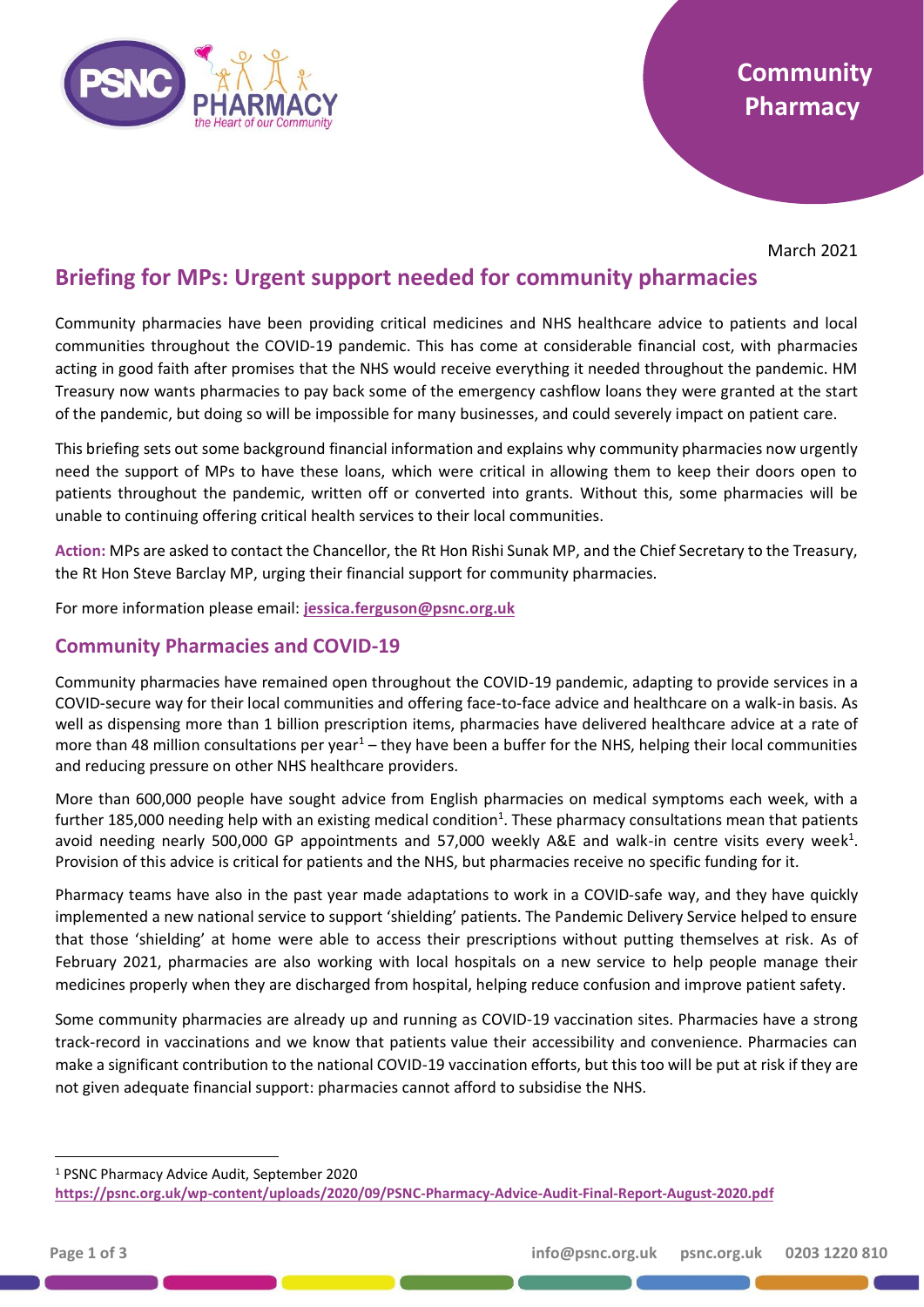Community Pharmacy

March 2021

# Briefing for MPs: Urgent support needed for community pharmacies

Community pharmacies have been providing critical medicines and NHS healthcare advice to patients and local communities throughout the COVID-19 pandemic. This has come at considerable financial cost, with pharmacies acting in good faith after promises that the NHS would receive everything it needed throughout the pandemic. HM Treasury now wants pharmacies to pay back some of the emergency cashflow loans they were granted at the start of the pandemic, but doing so will be impossible for many businesses, and could severely impact on patient care.

This briefing sets out some background financial information and explains why community pharmacies now urgently need the support of MPs to have these loans, which were critical in allowing them to keep their doors open to patients throughout the pandemic, written off or converted into grants. Without this, some pharmacies will be unable to continuing offering critical health services to their local communities.

**Action:** MPs are asked to contact the Chancellor, the Rt Hon Rishi Sunak MP, and the Chief Secretary to the Treasury, the Rt Hon Steve Barclay MP, urging their financial support for community pharmacies.

For more information please email: **jessica.ferguson@psnc.org.uk**

## Community Pharmacies and COVID-19

Community pharmacies have remained open throughout the COVID-19 pandemic, adapting to provide services in a COVID-secure way for their local communities and offering face-to-face advice and healthcare on a walk-in basis. As well as dispensing more than 1 billion prescription items, pharmacies have delivered healthcare advice at a rate of more than 48 million consultations per year[1] – they have been a buffer for the NHS, helping their local communities and reducing pressure on other NHS healthcare providers.

More than 600,000 people have sought advice from English pharmacies on medical symptoms each week, with a further 185,000 needing help with an existing medical condition[1]. These pharmacy consultations mean that patients avoid needing nearly 500,000 GP appointments and 57,000 weekly A&E and walk-in centre visits every week[1]. Provision of this advice is critical for patients and the NHS, but pharmacies receive no specific funding for it.

Pharmacy teams have also in the past year made adaptations to work in a COVID-safe way, and they have quickly implemented a new national service to support 'shielding' patients. The Pandemic Delivery Service helped to ensure that those 'shielding' at home were able to access their prescriptions without putting themselves at risk. As of February 2021, pharmacies are also working with local hospitals on a new service to help people manage their medicines properly when they are discharged from hospital, helping reduce confusion and improve patient safety.

Some community pharmacies are already up and running as COVID-19 vaccination sites. Pharmacies have a strong track-record in vaccinations and we know that patients value their accessibility and convenience. Pharmacies can make a significant contribution to the national COVID-19 vaccination efforts, but this too will be put at risk if they are not given adequate financial support: pharmacies cannot afford to subsidise the NHS.

---

[1] PSNC Pharmacy Advice Audit, September 2020 **https://psnc.org.uk/wp-content/uploads/2020/09/PSNC-Pharmacy-Advice-Audit-Final-Report-August-2020.pdf**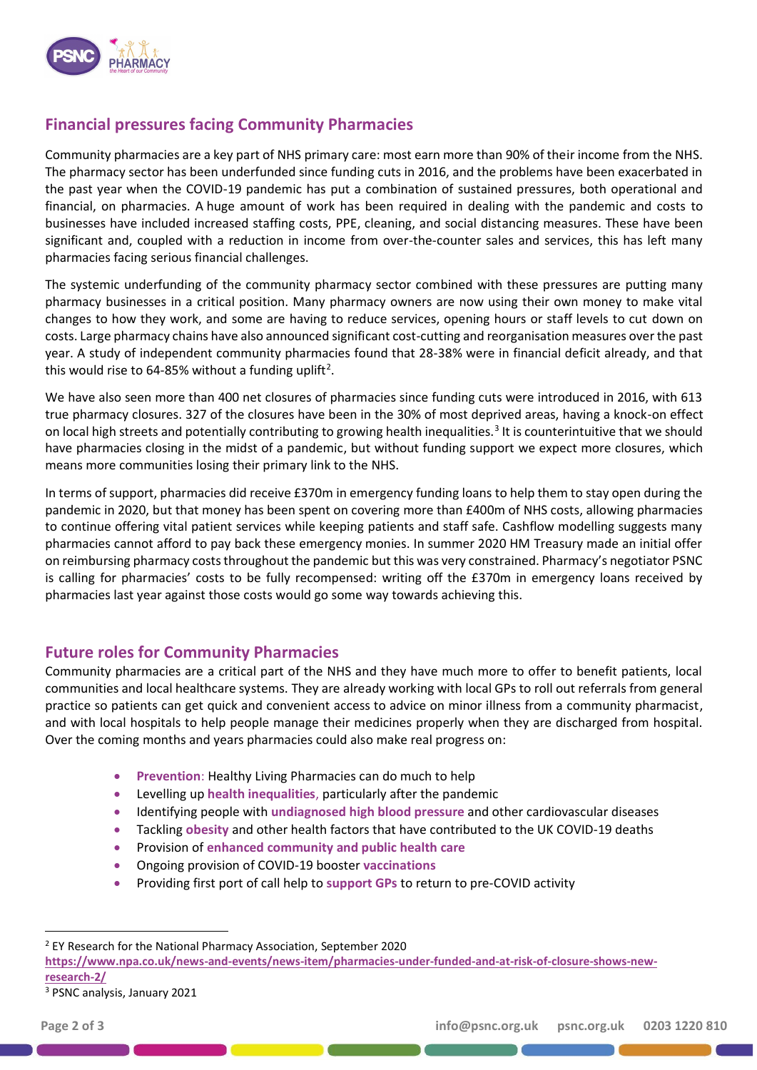## Financial pressures facing Community Pharmacies

Community pharmacies are a key part of NHS primary care: most earn more than 90% of their income from the NHS. The pharmacy sector has been underfunded since funding cuts in 2016, and the problems have been exacerbated in the past year when the COVID-19 pandemic has put a combination of sustained pressures, both operational and financial, on pharmacies. A huge amount of work has been required in dealing with the pandemic and costs to businesses have included increased staffing costs, PPE, cleaning, and social distancing measures. These have been significant and, coupled with a reduction in income from over-the-counter sales and services, this has left many pharmacies facing serious financial challenges.

The systemic underfunding of the community pharmacy sector combined with these pressures are putting many pharmacy businesses in a critical position. Many pharmacy owners are now using their own money to make vital changes to how they work, and some are having to reduce services, opening hours or staff levels to cut down on costs. Large pharmacy chains have also announced significant cost-cutting and reorganisation measures over the past year. A study of independent community pharmacies found that 28-38% were in financial deficit already, and that this would rise to 64-85% without a funding uplift[2].

We have also seen more than 400 net closures of pharmacies since funding cuts were introduced in 2016, with 613 true pharmacy closures. 327 of the closures have been in the 30% of most deprived areas, having a knock-on effect on local high streets and potentially contributing to growing health inequalities.[3] It is counterintuitive that we should have pharmacies closing in the midst of a pandemic, but without funding support we expect more closures, which means more communities losing their primary link to the NHS.

In terms of support, pharmacies did receive £370m in emergency funding loans to help them to stay open during the pandemic in 2020, but that money has been spent on covering more than £400m of NHS costs, allowing pharmacies to continue offering vital patient services while keeping patients and staff safe. Cashflow modelling suggests many pharmacies cannot afford to pay back these emergency monies. In summer 2020 HM Treasury made an initial offer on reimbursing pharmacy costs throughout the pandemic but this was very constrained. Pharmacy's negotiator PSNC is calling for pharmacies' costs to be fully recompensed: writing off the £370m in emergency loans received by pharmacies last year against those costs would go some way towards achieving this.

## Future roles for Community Pharmacies

Community pharmacies are a critical part of the NHS and they have much more to offer to benefit patients, local communities and local healthcare systems. They are already working with local GPs to roll out referrals from general practice so patients can get quick and convenient access to advice on minor illness from a community pharmacist, and with local hospitals to help people manage their medicines properly when they are discharged from hospital. Over the coming months and years pharmacies could also make real progress on:

- **Prevention**: Healthy Living Pharmacies can do much to help
- Levelling up **health inequalities**, particularly after the pandemic
- Identifying people with **undiagnosed high blood pressure** and other cardiovascular diseases
- Tackling **obesity** and other health factors that have contributed to the UK COVID-19 deaths
- Provision of **enhanced community and public health care**
- Ongoing provision of COVID-19 booster **vaccinations**
- Providing first port of call help to **support GPs** to return to pre-COVID activity

---

[2] EY Research for the National Pharmacy Association, September 2020 **https://www.npa.co.uk/news-and-events/news-item/pharmacies-under-funded-and-at-risk-of-closure-shows-new-research-2/**

[3] PSNC analysis, January 2021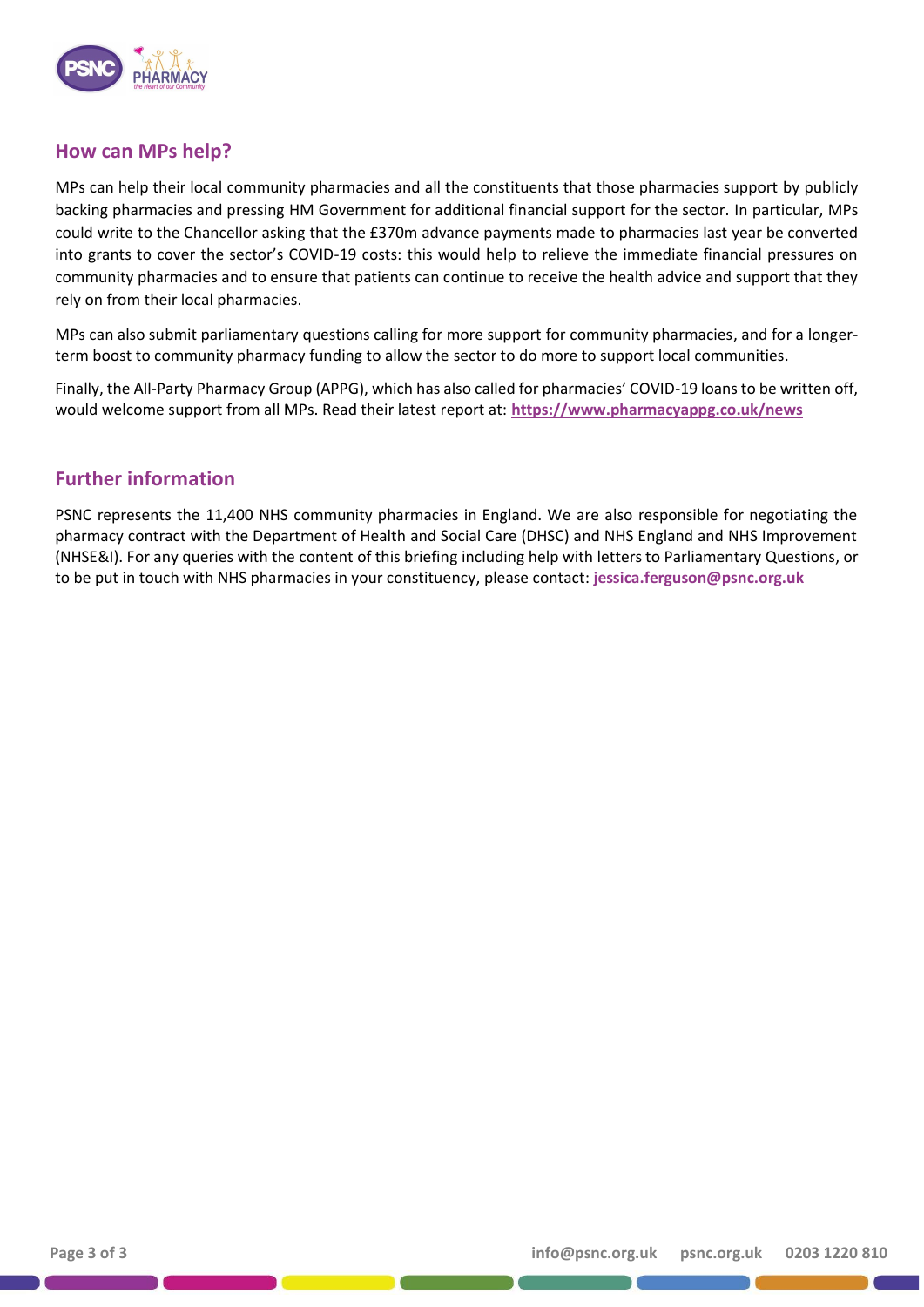## How can MPs help?

MPs can help their local community pharmacies and all the constituents that those pharmacies support by publicly backing pharmacies and pressing HM Government for additional financial support for the sector. In particular, MPs could write to the Chancellor asking that the £370m advance payments made to pharmacies last year be converted into grants to cover the sector's COVID-19 costs: this would help to relieve the immediate financial pressures on community pharmacies and to ensure that patients can continue to receive the health advice and support that they rely on from their local pharmacies.

MPs can also submit parliamentary questions calling for more support for community pharmacies, and for a longer-term boost to community pharmacy funding to allow the sector to do more to support local communities.

Finally, the All-Party Pharmacy Group (APPG), which has also called for pharmacies' COVID-19 loans to be written off, would welcome support from all MPs. Read their latest report at: **https://www.pharmacyappg.co.uk/news**

## Further information

PSNC represents the 11,400 NHS community pharmacies in England. We are also responsible for negotiating the pharmacy contract with the Department of Health and Social Care (DHSC) and NHS England and NHS Improvement (NHSE&I). For any queries with the content of this briefing including help with letters to Parliamentary Questions, or to be put in touch with NHS pharmacies in your constituency, please contact: **jessica.ferguson@psnc.org.uk**